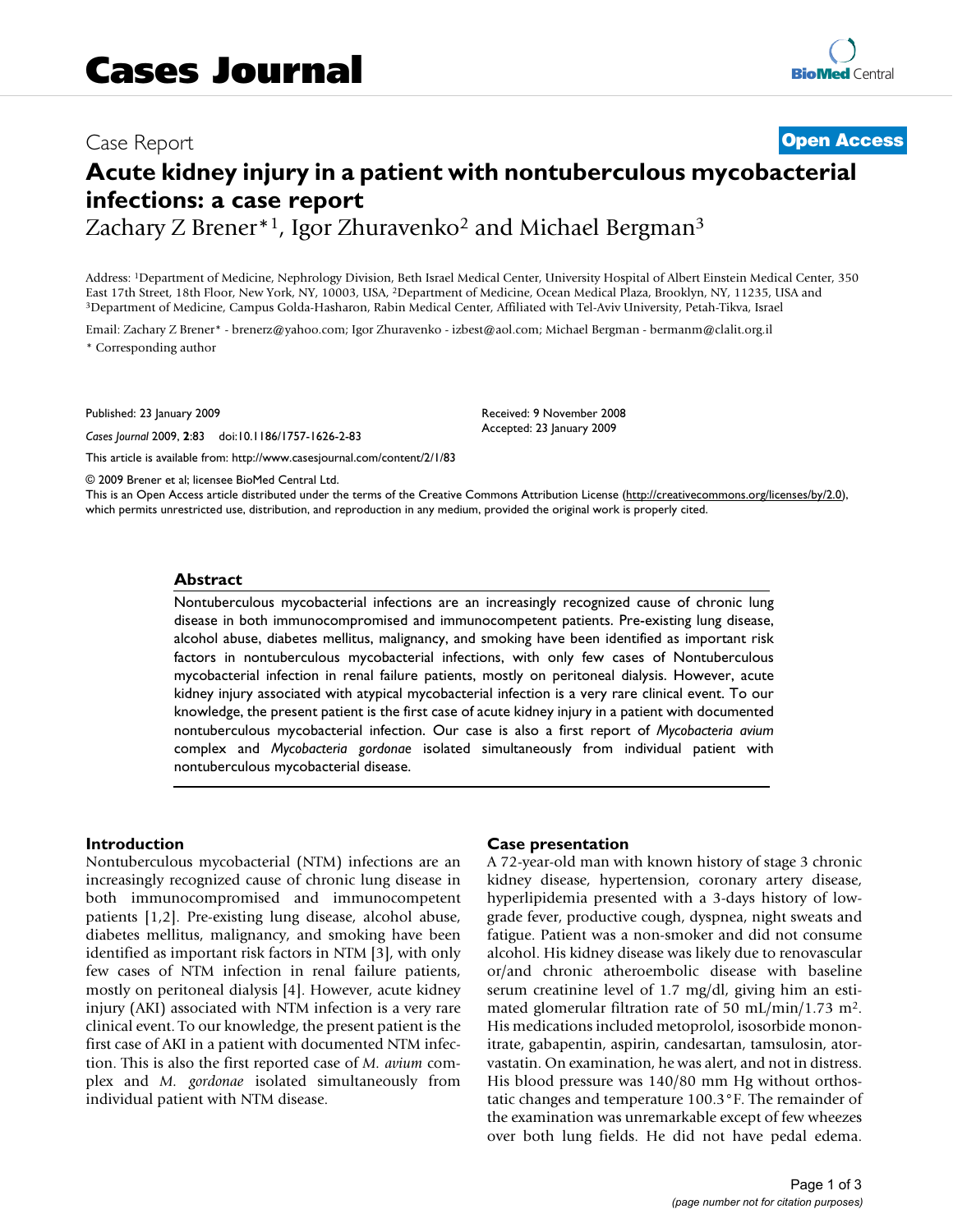# Cases Journal

Case Report

**Open Access**

# Acute kidney injury in a patient with nontuberculous mycobacterial infections: a case report

Zachary Z Brener*[1], Igor Zhuravenko[2] and Michael Bergman[3]

Address: [1]Department of Medicine, Nephrology Division, Beth Israel Medical Center, University Hospital of Albert Einstein Medical Center, 350 East 17th Street, 18th Floor, New York, NY, 10003, USA, [2]Department of Medicine, Ocean Medical Plaza, Brooklyn, NY, 11235, USA and [3]Department of Medicine, Campus Golda-Hasharon, Rabin Medical Center, Affiliated with Tel-Aviv University, Petah-Tikva, Israel

Email: Zachary Z Brener* - brenerz@yahoo.com; Igor Zhuravenko - izbest@aol.com; Michael Bergman - bermanm@clalit.org.il

\* Corresponding author

Published: 23 January 2009

*Cases Journal* 2009, **2**:83 doi:10.1186/1757-1626-2-83

Received: 9 November 2008
Accepted: 23 January 2009

This article is available from: http://www.casesjournal.com/content/2/1/83

© 2009 Brener et al; licensee BioMed Central Ltd.

This is an Open Access article distributed under the terms of the Creative Commons Attribution License (http://creativecommons.org/licenses/by/2.0), which permits unrestricted use, distribution, and reproduction in any medium, provided the original work is properly cited.

## Abstract

Nontuberculous mycobacterial infections are an increasingly recognized cause of chronic lung disease in both immunocompromised and immunocompetent patients. Pre-existing lung disease, alcohol abuse, diabetes mellitus, malignancy, and smoking have been identified as important risk factors in nontuberculous mycobacterial infections, with only few cases of Nontuberculous mycobacterial infection in renal failure patients, mostly on peritoneal dialysis. However, acute kidney injury associated with atypical mycobacterial infection is a very rare clinical event. To our knowledge, the present patient is the first case of acute kidney injury in a patient with documented nontuberculous mycobacterial infection. Our case is also a first report of *Mycobacteria avium* complex and *Mycobacteria gordonae* isolated simultaneously from individual patient with nontuberculous mycobacterial disease.

## Introduction

Nontuberculous mycobacterial (NTM) infections are an increasingly recognized cause of chronic lung disease in both immunocompromised and immunocompetent patients [1,2]. Pre-existing lung disease, alcohol abuse, diabetes mellitus, malignancy, and smoking have been identified as important risk factors in NTM [3], with only few cases of NTM infection in renal failure patients, mostly on peritoneal dialysis [4]. However, acute kidney injury (AKI) associated with NTM infection is a very rare clinical event. To our knowledge, the present patient is the first case of AKI in a patient with documented NTM infection. This is also the first reported case of *M. avium* complex and *M. gordonae* isolated simultaneously from individual patient with NTM disease.

## Case presentation

A 72-year-old man with known history of stage 3 chronic kidney disease, hypertension, coronary artery disease, hyperlipidemia presented with a 3-days history of low-grade fever, productive cough, dyspnea, night sweats and fatigue. Patient was a non-smoker and did not consume alcohol. His kidney disease was likely due to renovascular or/and chronic atheroembolic disease with baseline serum creatinine level of 1.7 mg/dl, giving him an estimated glomerular filtration rate of 50 mL/min/1.73 $m^2$. His medications included metoprolol, isosorbide mononitrate, gabapentin, aspirin, candesartan, tamsulosin, atorvastatin. On examination, he was alert, and not in distress. His blood pressure was 140/80 mm Hg without orthostatic changes and temperature 100.3°F. The remainder of the examination was unremarkable except of few wheezes over both lung fields. He did not have pedal edema.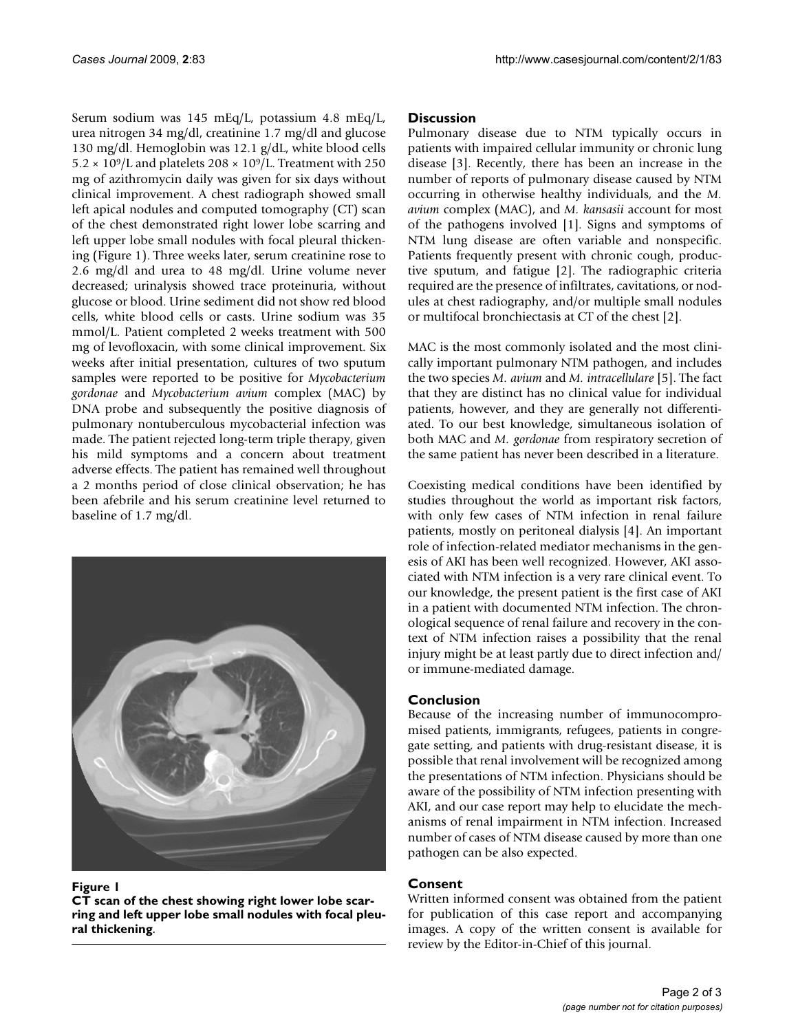Serum sodium was 145 mEq/L, potassium 4.8 mEq/L, urea nitrogen 34 mg/dl, creatinine 1.7 mg/dl and glucose 130 mg/dl. Hemoglobin was 12.1 g/dL, white blood cells $5.2 \times 10^9$/L and platelets $208 \times 10^9$/L. Treatment with 250 mg of azithromycin daily was given for six days without clinical improvement. A chest radiograph showed small left apical nodules and computed tomography (CT) scan of the chest demonstrated right lower lobe scarring and left upper lobe small nodules with focal pleural thickening (Figure 1). Three weeks later, serum creatinine rose to 2.6 mg/dl and urea to 48 mg/dl. Urine volume never decreased; urinalysis showed trace proteinuria, without glucose or blood. Urine sediment did not show red blood cells, white blood cells or casts. Urine sodium was 35 mmol/L. Patient completed 2 weeks treatment with 500 mg of levofloxacin, with some clinical improvement. Six weeks after initial presentation, cultures of two sputum samples were reported to be positive for *Mycobacterium gordonae* and *Mycobacterium avium* complex (MAC) by DNA probe and subsequently the positive diagnosis of pulmonary nontuberculous mycobacterial infection was made. The patient rejected long-term triple therapy, given his mild symptoms and a concern about treatment adverse effects. The patient has remained well throughout a 2 months period of close clinical observation; he has been afebrile and his serum creatinine level returned to baseline of 1.7 mg/dl.

**Figure 1**
**CT scan of the chest showing right lower lobe scarring and left upper lobe small nodules with focal pleural thickening.**

## Discussion

Pulmonary disease due to NTM typically occurs in patients with impaired cellular immunity or chronic lung disease [3]. Recently, there has been an increase in the number of reports of pulmonary disease caused by NTM occurring in otherwise healthy individuals, and the *M. avium* complex (MAC), and *M. kansasii* account for most of the pathogens involved [1]. Signs and symptoms of NTM lung disease are often variable and nonspecific. Patients frequently present with chronic cough, productive sputum, and fatigue [2]. The radiographic criteria required are the presence of infiltrates, cavitations, or nodules at chest radiography, and/or multiple small nodules or multifocal bronchiectasis at CT of the chest [2].

MAC is the most commonly isolated and the most clinically important pulmonary NTM pathogen, and includes the two species *M. avium* and *M. intracellulare* [5]. The fact that they are distinct has no clinical value for individual patients, however, and they are generally not differentiated. To our best knowledge, simultaneous isolation of both MAC and *M. gordonae* from respiratory secretion of the same patient has never been described in a literature.

Coexisting medical conditions have been identified by studies throughout the world as important risk factors, with only few cases of NTM infection in renal failure patients, mostly on peritoneal dialysis [4]. An important role of infection-related mediator mechanisms in the genesis of AKI has been well recognized. However, AKI associated with NTM infection is a very rare clinical event. To our knowledge, the present patient is the first case of AKI in a patient with documented NTM infection. The chronological sequence of renal failure and recovery in the context of NTM infection raises a possibility that the renal injury might be at least partly due to direct infection and/or immune-mediated damage.

## Conclusion

Because of the increasing number of immunocompromised patients, immigrants, refugees, patients in congregate setting, and patients with drug-resistant disease, it is possible that renal involvement will be recognized among the presentations of NTM infection. Physicians should be aware of the possibility of NTM infection presenting with AKI, and our case report may help to elucidate the mechanisms of renal impairment in NTM infection. Increased number of cases of NTM disease caused by more than one pathogen can be also expected.

## Consent

Written informed consent was obtained from the patient for publication of this case report and accompanying images. A copy of the written consent is available for review by the Editor-in-Chief of this journal.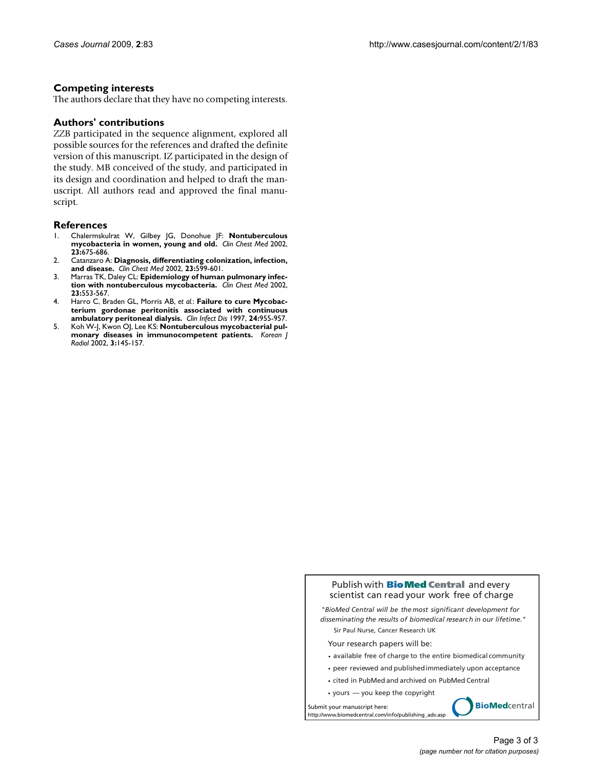## Competing interests

The authors declare that they have no competing interests.

## Authors' contributions

ZZB participated in the sequence alignment, explored all possible sources for the references and drafted the definite version of this manuscript. IZ participated in the design of the study. MB conceived of the study, and participated in its design and coordination and helped to draft the manuscript. All authors read and approved the final manuscript.

## References

1. Chalermskulrat W, Gilbey JG, Donohue JF: **Nontuberculous mycobacteria in women, young and old.** *Clin Chest Med* 2002, **23:**675-686.
2. Catanzaro A: **Diagnosis, differentiating colonization, infection, and disease.** *Clin Chest Med* 2002, **23:**599-601.
3. Marras TK, Daley CL: **Epidemiology of human pulmonary infection with nontuberculous mycobacteria.** *Clin Chest Med* 2002, **23:**553-567.
4. Harro C, Braden GL, Morris AB, *et al.*: **Failure to cure Mycobacterium gordonae peritonitis associated with continuous ambulatory peritoneal dialysis.** *Clin Infect Dis* 1997, **24:**955-957.
5. Koh W-J, Kwon OJ, Lee KS: **Nontuberculous mycobacterial pulmonary diseases in immunocompetent patients.** *Korean J Radiol* 2002, **3:**145-157.

Publish with **BioMed Central** and every scientist can read your work free of charge

*"BioMed Central will be the most significant development for disseminating the results of biomedical research in our lifetime."*

Sir Paul Nurse, Cancer Research UK

Your research papers will be:

- available free of charge to the entire biomedical community
- peer reviewed and published immediately upon acceptance
- cited in PubMed and archived on PubMed Central
- yours — you keep the copyright

Submit your manuscript here:
http://www.biomedcentral.com/info/publishing_adv.asp

**BioMed**central